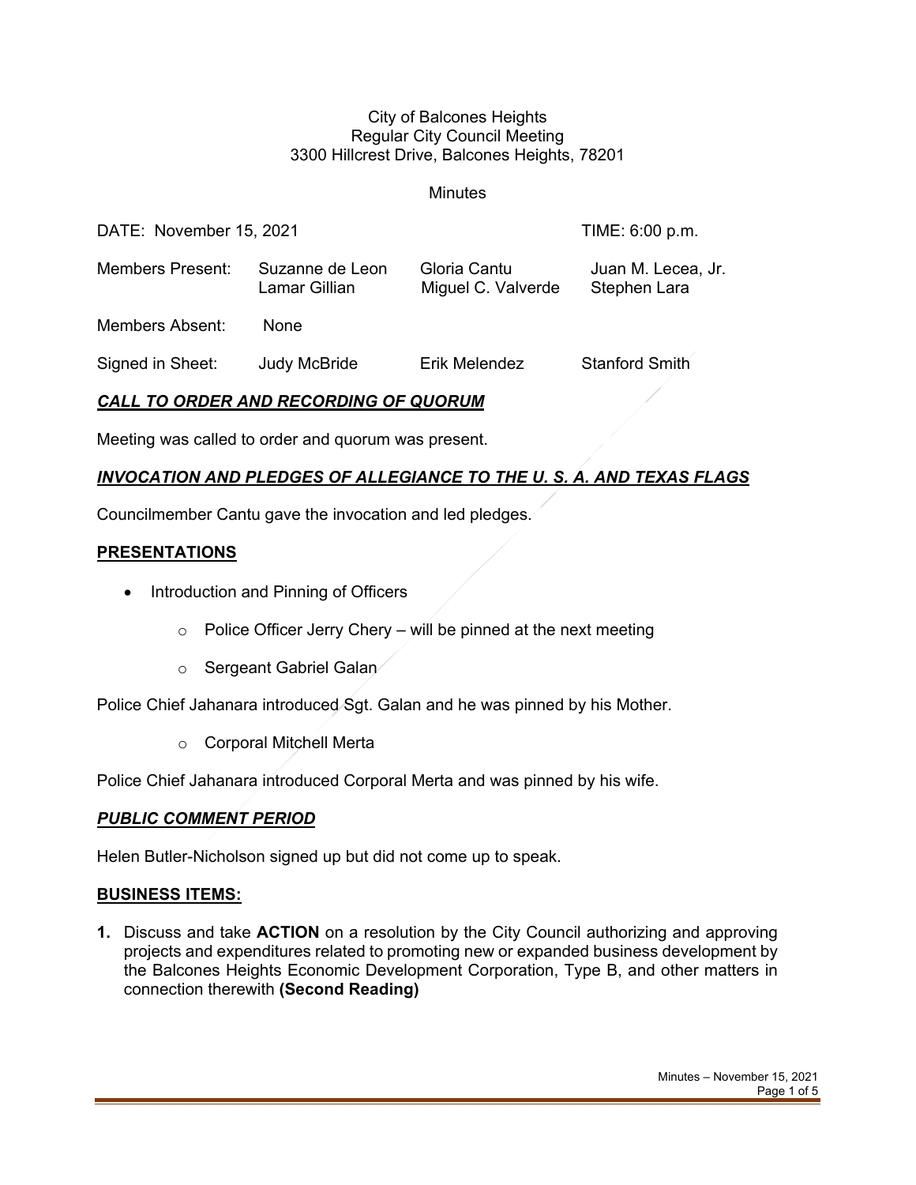City of Balcones Heights
Regular City Council Meeting
3300 Hillcrest Drive, Balcones Heights, 78201

Minutes

DATE: November 15, 2021 TIME: 6:00 p.m.

| | | | |
|---|---|---|---|
| Members Present: | Suzanne de Leon | Gloria Cantu | Juan M. Lecea, Jr. |
| | Lamar Gillian | Miguel C. Valverde | Stephen Lara |
| Members Absent: | None | | |
| Signed in Sheet: | Judy McBride | Erik Melendez | Stanford Smith |

## ***CALL TO ORDER AND RECORDING OF QUORUM***

Meeting was called to order and quorum was present.

## ***INVOCATION AND PLEDGES OF ALLEGIANCE TO THE U. S. A. AND TEXAS FLAGS***

Councilmember Cantu gave the invocation and led pledges.

## **PRESENTATIONS**

- Introduction and Pinning of Officers
  - Police Officer Jerry Chery – will be pinned at the next meeting
  - Sergeant Gabriel Galan

Police Chief Jahanara introduced Sgt. Galan and he was pinned by his Mother.

  - Corporal Mitchell Merta

Police Chief Jahanara introduced Corporal Merta and was pinned by his wife.

## ***PUBLIC COMMENT PERIOD***

Helen Butler-Nicholson signed up but did not come up to speak.

## **BUSINESS ITEMS:**

1. Discuss and take **ACTION** on a resolution by the City Council authorizing and approving projects and expenditures related to promoting new or expanded business development by the Balcones Heights Economic Development Corporation, Type B, and other matters in connection therewith **(Second Reading)**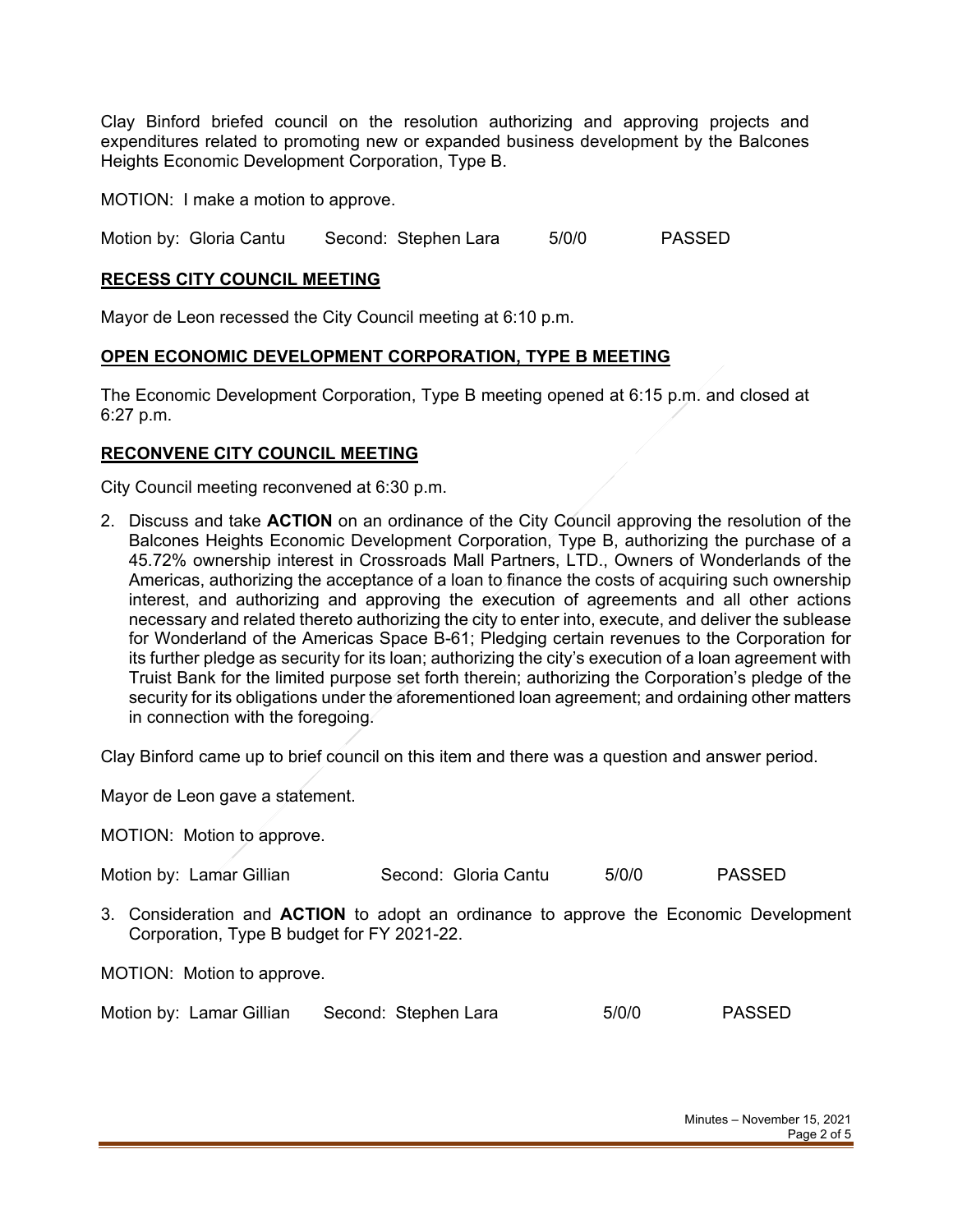Clay Binford briefed council on the resolution authorizing and approving projects and expenditures related to promoting new or expanded business development by the Balcones Heights Economic Development Corporation, Type B.

MOTION: I make a motion to approve.

Motion by: Gloria Cantu Second: Stephen Lara 5/0/0 PASSED

**RECESS CITY COUNCIL MEETING**

Mayor de Leon recessed the City Council meeting at 6:10 p.m.

**OPEN ECONOMIC DEVELOPMENT CORPORATION, TYPE B MEETING**

The Economic Development Corporation, Type B meeting opened at 6:15 p.m. and closed at 6:27 p.m.

**RECONVENE CITY COUNCIL MEETING**

City Council meeting reconvened at 6:30 p.m.

2. Discuss and take **ACTION** on an ordinance of the City Council approving the resolution of the Balcones Heights Economic Development Corporation, Type B, authorizing the purchase of a 45.72% ownership interest in Crossroads Mall Partners, LTD., Owners of Wonderlands of the Americas, authorizing the acceptance of a loan to finance the costs of acquiring such ownership interest, and authorizing and approving the execution of agreements and all other actions necessary and related thereto authorizing the city to enter into, execute, and deliver the sublease for Wonderland of the Americas Space B-61; Pledging certain revenues to the Corporation for its further pledge as security for its loan; authorizing the city's execution of a loan agreement with Truist Bank for the limited purpose set forth therein; authorizing the Corporation's pledge of the security for its obligations under the aforementioned loan agreement; and ordaining other matters in connection with the foregoing.

Clay Binford came up to brief council on this item and there was a question and answer period.

Mayor de Leon gave a statement.

MOTION: Motion to approve.

Motion by: Lamar Gillian Second: Gloria Cantu 5/0/0 PASSED

3. Consideration and **ACTION** to adopt an ordinance to approve the Economic Development Corporation, Type B budget for FY 2021-22.

MOTION: Motion to approve.

Motion by: Lamar Gillian Second: Stephen Lara 5/0/0 PASSED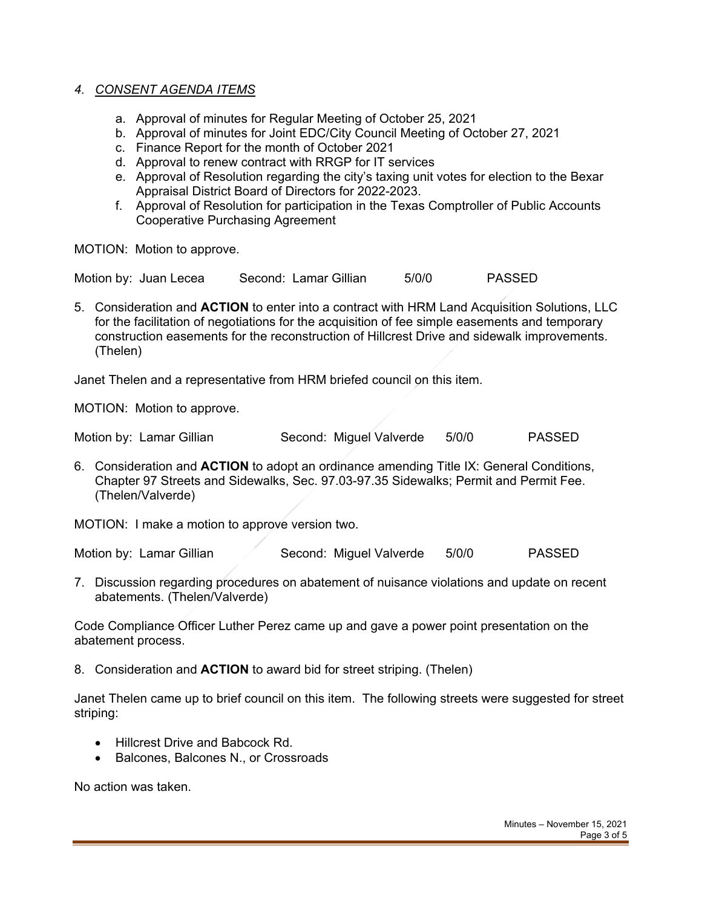## *4. CONSENT AGENDA ITEMS*

a. Approval of minutes for Regular Meeting of October 25, 2021
b. Approval of minutes for Joint EDC/City Council Meeting of October 27, 2021
c. Finance Report for the month of October 2021
d. Approval to renew contract with RRGP for IT services
e. Approval of Resolution regarding the city's taxing unit votes for election to the Bexar Appraisal District Board of Directors for 2022-2023.
f. Approval of Resolution for participation in the Texas Comptroller of Public Accounts Cooperative Purchasing Agreement

MOTION: Motion to approve.

Motion by: Juan Lecea Second: Lamar Gillian 5/0/0 PASSED

5. Consideration and **ACTION** to enter into a contract with HRM Land Acquisition Solutions, LLC for the facilitation of negotiations for the acquisition of fee simple easements and temporary construction easements for the reconstruction of Hillcrest Drive and sidewalk improvements. (Thelen)

Janet Thelen and a representative from HRM briefed council on this item.

MOTION: Motion to approve.

Motion by: Lamar Gillian Second: Miguel Valverde 5/0/0 PASSED

6. Consideration and **ACTION** to adopt an ordinance amending Title IX: General Conditions, Chapter 97 Streets and Sidewalks, Sec. 97.03-97.35 Sidewalks; Permit and Permit Fee. (Thelen/Valverde)

MOTION: I make a motion to approve version two.

Motion by: Lamar Gillian Second: Miguel Valverde 5/0/0 PASSED

7. Discussion regarding procedures on abatement of nuisance violations and update on recent abatements. (Thelen/Valverde)

Code Compliance Officer Luther Perez came up and gave a power point presentation on the abatement process.

8. Consideration and **ACTION** to award bid for street striping. (Thelen)

Janet Thelen came up to brief council on this item. The following streets were suggested for street striping:

- Hillcrest Drive and Babcock Rd.
- Balcones, Balcones N., or Crossroads

No action was taken.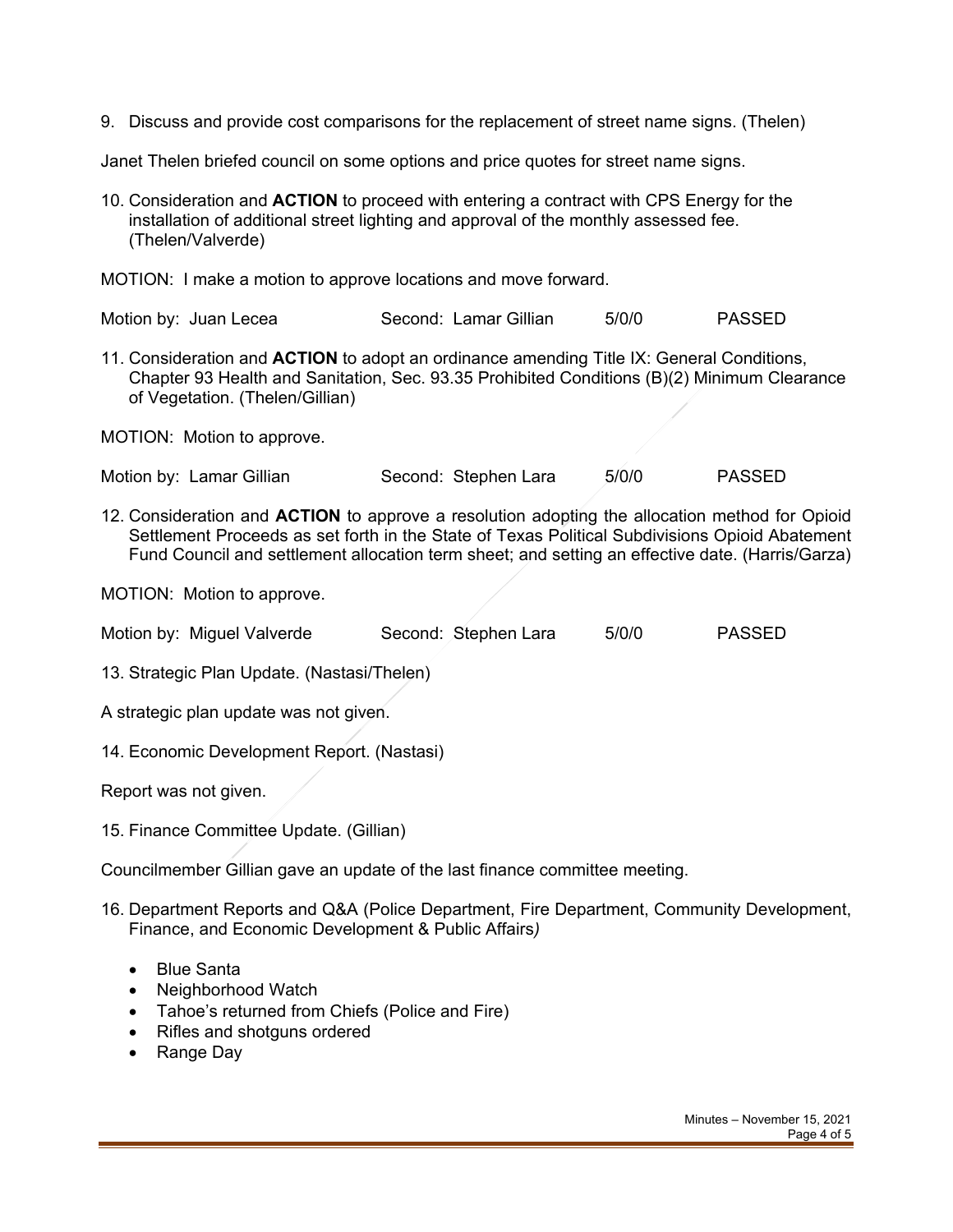9. Discuss and provide cost comparisons for the replacement of street name signs. (Thelen)

Janet Thelen briefed council on some options and price quotes for street name signs.

10. Consideration and **ACTION** to proceed with entering a contract with CPS Energy for the installation of additional street lighting and approval of the monthly assessed fee. (Thelen/Valverde)

MOTION: I make a motion to approve locations and move forward.

Motion by: Juan Lecea Second: Lamar Gillian 5/0/0 PASSED

11. Consideration and **ACTION** to adopt an ordinance amending Title IX: General Conditions, Chapter 93 Health and Sanitation, Sec. 93.35 Prohibited Conditions (B)(2) Minimum Clearance of Vegetation. (Thelen/Gillian)

MOTION: Motion to approve.

Motion by: Lamar Gillian Second: Stephen Lara 5/0/0 PASSED

12. Consideration and **ACTION** to approve a resolution adopting the allocation method for Opioid Settlement Proceeds as set forth in the State of Texas Political Subdivisions Opioid Abatement Fund Council and settlement allocation term sheet; and setting an effective date. (Harris/Garza)

MOTION: Motion to approve.

Motion by: Miguel Valverde Second: Stephen Lara 5/0/0 PASSED

13. Strategic Plan Update. (Nastasi/Thelen)

A strategic plan update was not given.

14. Economic Development Report. (Nastasi)

Report was not given.

15. Finance Committee Update. (Gillian)

Councilmember Gillian gave an update of the last finance committee meeting.

16. Department Reports and Q&A (Police Department, Fire Department, Community Development, Finance, and Economic Development & Public Affairs*)*

- Blue Santa
- Neighborhood Watch
- Tahoe's returned from Chiefs (Police and Fire)
- Rifles and shotguns ordered
- Range Day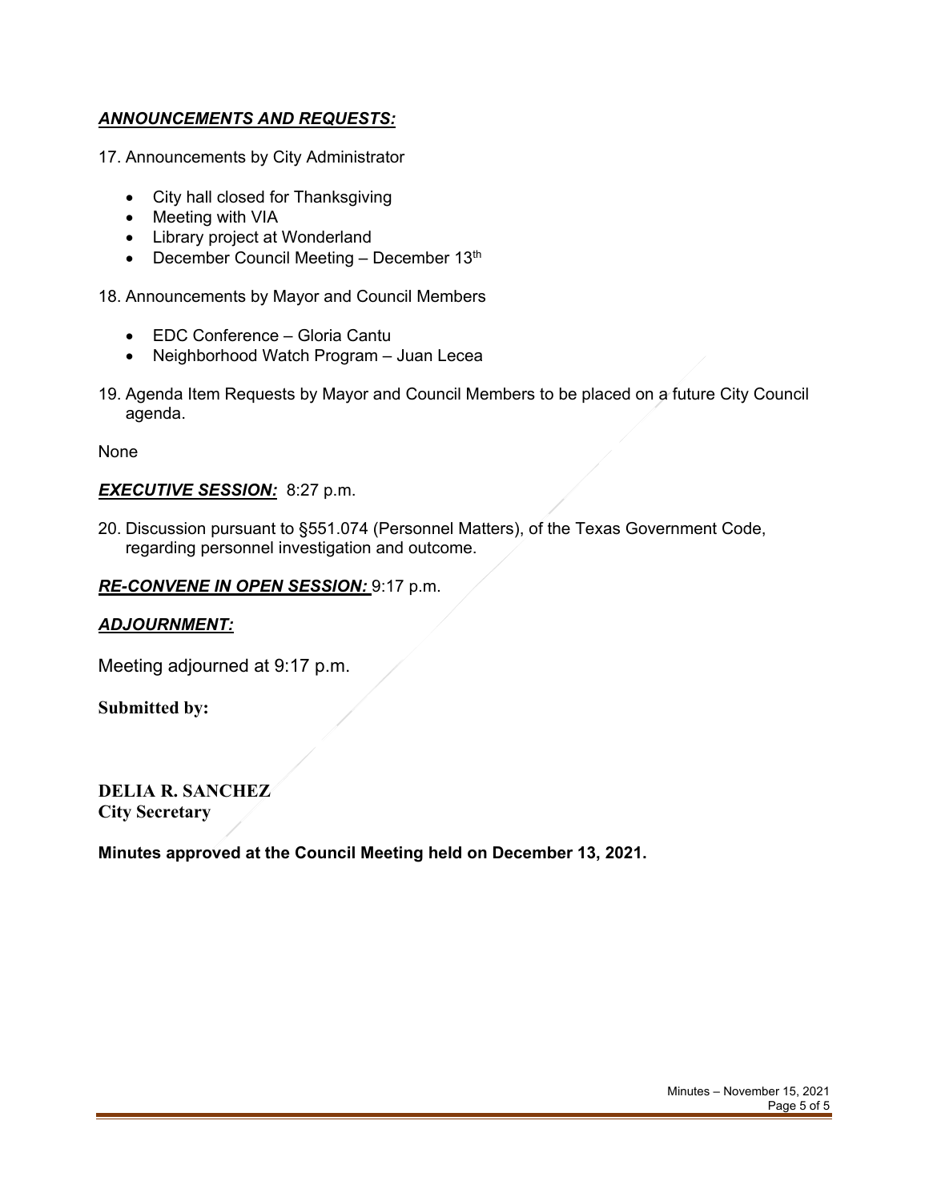***ANNOUNCEMENTS AND REQUESTS:***

17. Announcements by City Administrator

- City hall closed for Thanksgiving
- Meeting with VIA
- Library project at Wonderland
- December Council Meeting – December 13th

18. Announcements by Mayor and Council Members

- EDC Conference – Gloria Cantu
- Neighborhood Watch Program – Juan Lecea

19. Agenda Item Requests by Mayor and Council Members to be placed on a future City Council agenda.

None

***EXECUTIVE SESSION:*** 8:27 p.m.

20. Discussion pursuant to §551.074 (Personnel Matters), of the Texas Government Code, regarding personnel investigation and outcome.

***RE-CONVENE IN OPEN SESSION:*** 9:17 p.m.

***ADJOURNMENT:***

Meeting adjourned at 9:17 p.m.

**Submitted by:**

**DELIA R. SANCHEZ**
**City Secretary**

**Minutes approved at the Council Meeting held on December 13, 2021.**